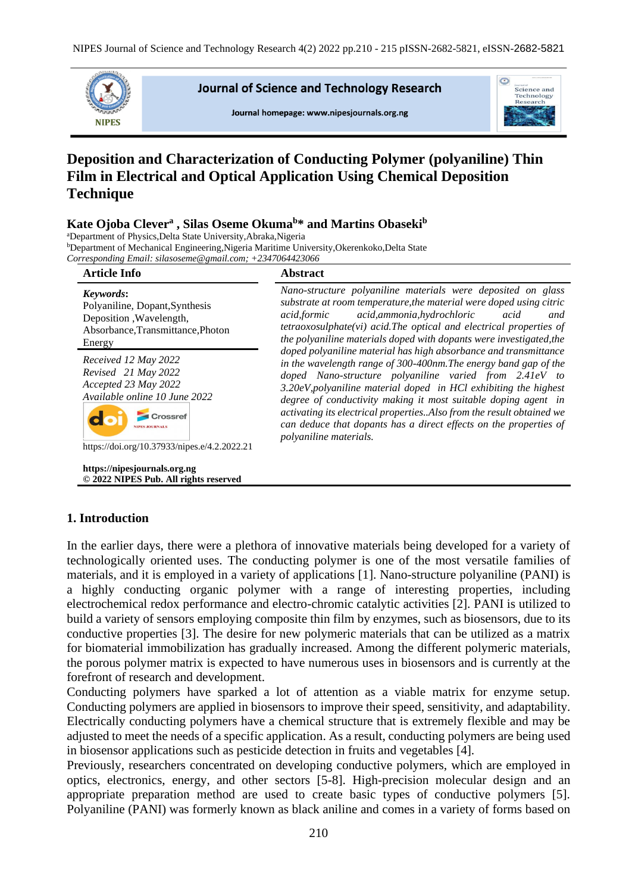# Deposition and Characterization of Conducting Polymer (polyaniline) Thin Film in Electrical and Optical Application Using Chemical Deposition Technique

**Kate Ojoba Clever[a] , Silas Oseme Okuma[b]* and Martins Obaseki[b]**

[a]Department of Physics,Delta State University,Abraka,Nigeria
[b]Department of Mechanical Engineering,Nigeria Maritime University,Okerenkoko,Delta State
*Corresponding Email: silasoseme@gmail.com; +2347064423066*

**Article Info**

***Keywords*:**
Polyaniline, Dopant,Synthesis Deposition ,Wavelength, Absorbance,Transmittance,Photon Energy

*Received 12 May 2022*
*Revised 21 May 2022*
*Accepted 23 May 2022*
*Available online 10 June 2022*

https://doi.org/10.37933/nipes.e/4.2.2022.21

**https://nipesjournals.org.ng**
**© 2022 NIPES Pub. All rights reserved**

**Abstract**

*Nano-structure polyaniline materials were deposited on glass substrate at room temperature,the material were doped using citric acid,formic acid,ammonia,hydrochloric acid and tetraoxosulphate(vi) acid.The optical and electrical properties of the polyaniline materials doped with dopants were investigated,the doped polyaniline material has high absorbance and transmittance in the wavelength range of 300-400nm.The energy band gap of the doped Nano-structure polyaniline varied from 2.41eV to 3.20eV,polyaniline material doped in HCl exhibiting the highest degree of conductivity making it most suitable doping agent in activating its electrical properties..Also from the result obtained we can deduce that dopants has a direct effects on the properties of polyaniline materials.*

## 1. Introduction

In the earlier days, there were a plethora of innovative materials being developed for a variety of technologically oriented uses. The conducting polymer is one of the most versatile families of materials, and it is employed in a variety of applications [1]. Nano-structure polyaniline (PANI) is a highly conducting organic polymer with a range of interesting properties, including electrochemical redox performance and electro-chromic catalytic activities [2]. PANI is utilized to build a variety of sensors employing composite thin film by enzymes, such as biosensors, due to its conductive properties [3]. The desire for new polymeric materials that can be utilized as a matrix for biomaterial immobilization has gradually increased. Among the different polymeric materials, the porous polymer matrix is expected to have numerous uses in biosensors and is currently at the forefront of research and development.

Conducting polymers have sparked a lot of attention as a viable matrix for enzyme setup. Conducting polymers are applied in biosensors to improve their speed, sensitivity, and adaptability. Electrically conducting polymers have a chemical structure that is extremely flexible and may be adjusted to meet the needs of a specific application. As a result, conducting polymers are being used in biosensor applications such as pesticide detection in fruits and vegetables [4].

Previously, researchers concentrated on developing conductive polymers, which are employed in optics, electronics, energy, and other sectors [5-8]. High-precision molecular design and an appropriate preparation method are used to create basic types of conductive polymers [5]. Polyaniline (PANI) was formerly known as black aniline and comes in a variety of forms based on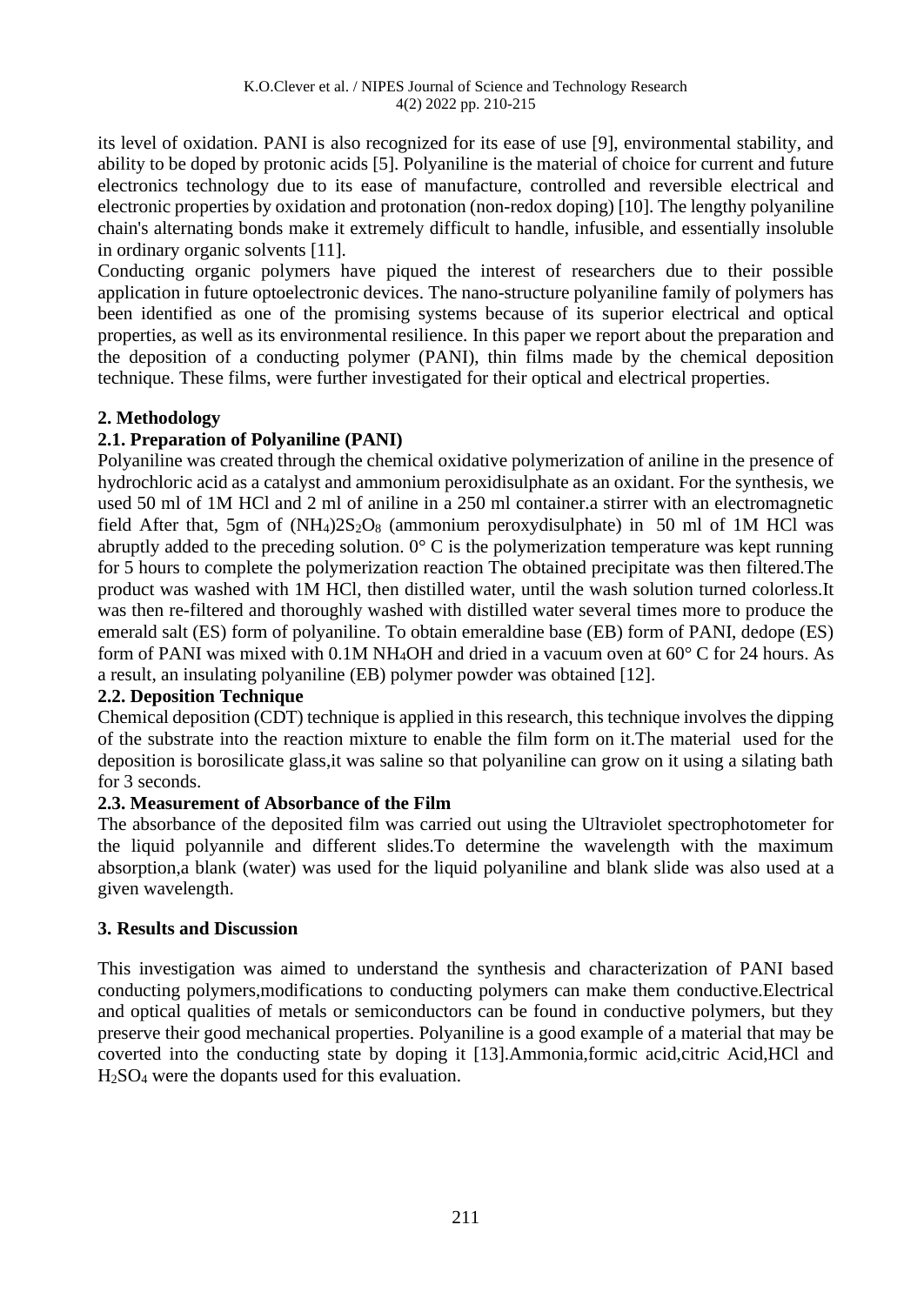its level of oxidation. PANI is also recognized for its ease of use [9], environmental stability, and ability to be doped by protonic acids [5]. Polyaniline is the material of choice for current and future electronics technology due to its ease of manufacture, controlled and reversible electrical and electronic properties by oxidation and protonation (non-redox doping) [10]. The lengthy polyaniline chain's alternating bonds make it extremely difficult to handle, infusible, and essentially insoluble in ordinary organic solvents [11].

Conducting organic polymers have piqued the interest of researchers due to their possible application in future optoelectronic devices. The nano-structure polyaniline family of polymers has been identified as one of the promising systems because of its superior electrical and optical properties, as well as its environmental resilience. In this paper we report about the preparation and the deposition of a conducting polymer (PANI), thin films made by the chemical deposition technique. These films, were further investigated for their optical and electrical properties.

## 2. Methodology

### 2.1. Preparation of Polyaniline (PANI)

Polyaniline was created through the chemical oxidative polymerization of aniline in the presence of hydrochloric acid as a catalyst and ammonium peroxidisulphate as an oxidant. For the synthesis, we used 50 ml of 1M HCl and 2 ml of aniline in a 250 ml container.a stirrer with an electromagnetic field After that, 5gm of $(NH_4)2S_2O_8$ (ammonium peroxydisulphate) in 50 ml of 1M HCl was abruptly added to the preceding solution. 0° C is the polymerization temperature was kept running for 5 hours to complete the polymerization reaction The obtained precipitate was then filtered.The product was washed with 1M HCl, then distilled water, until the wash solution turned colorless.It was then re-filtered and thoroughly washed with distilled water several times more to produce the emerald salt (ES) form of polyaniline. To obtain emeraldine base (EB) form of PANI, dedope (ES) form of PANI was mixed with 0.1M $NH_4OH$ and dried in a vacuum oven at 60° C for 24 hours. As a result, an insulating polyaniline (EB) polymer powder was obtained [12].

### 2.2. Deposition Technique

Chemical deposition (CDT) technique is applied in this research, this technique involves the dipping of the substrate into the reaction mixture to enable the film form on it.The material used for the deposition is borosilicate glass,it was saline so that polyaniline can grow on it using a silating bath for 3 seconds.

### 2.3. Measurement of Absorbance of the Film

The absorbance of the deposited film was carried out using the Ultraviolet spectrophotometer for the liquid polyannile and different slides.To determine the wavelength with the maximum absorption,a blank (water) was used for the liquid polyaniline and blank slide was also used at a given wavelength.

## 3. Results and Discussion

This investigation was aimed to understand the synthesis and characterization of PANI based conducting polymers,modifications to conducting polymers can make them conductive.Electrical and optical qualities of metals or semiconductors can be found in conductive polymers, but they preserve their good mechanical properties. Polyaniline is a good example of a material that may be coverted into the conducting state by doping it [13].Ammonia,formic acid,citric Acid,HCl and $H_2SO_4$ were the dopants used for this evaluation.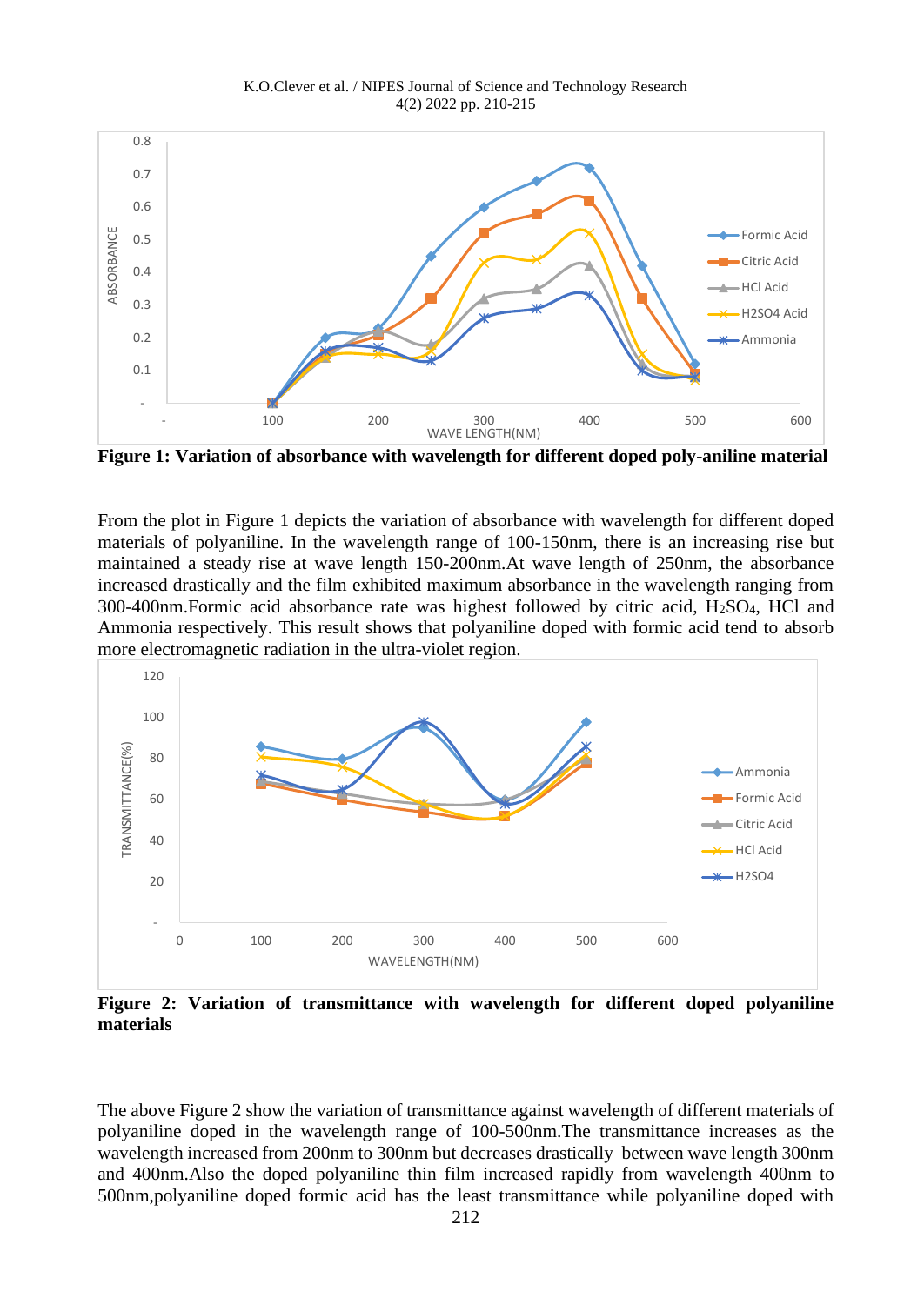**Figure 1: Variation of absorbance with wavelength for different doped poly-aniline material**

From the plot in Figure 1 depicts the variation of absorbance with wavelength for different doped materials of polyaniline. In the wavelength range of 100-150nm, there is an increasing rise but maintained a steady rise at wave length 150-200nm.At wave length of 250nm, the absorbance increased drastically and the film exhibited maximum absorbance in the wavelength ranging from 300-400nm.Formic acid absorbance rate was highest followed by citric acid, $H_2SO_4$, HCl and Ammonia respectively. This result shows that polyaniline doped with formic acid tend to absorb more electromagnetic radiation in the ultra-violet region.

**Figure 2: Variation of transmittance with wavelength for different doped polyaniline materials**

The above Figure 2 show the variation of transmittance against wavelength of different materials of polyaniline doped in the wavelength range of 100-500nm.The transmittance increases as the wavelength increased from 200nm to 300nm but decreases drastically between wave length 300nm and 400nm.Also the doped polyaniline thin film increased rapidly from wavelength 400nm to 500nm,polyaniline doped formic acid has the least transmittance while polyaniline doped with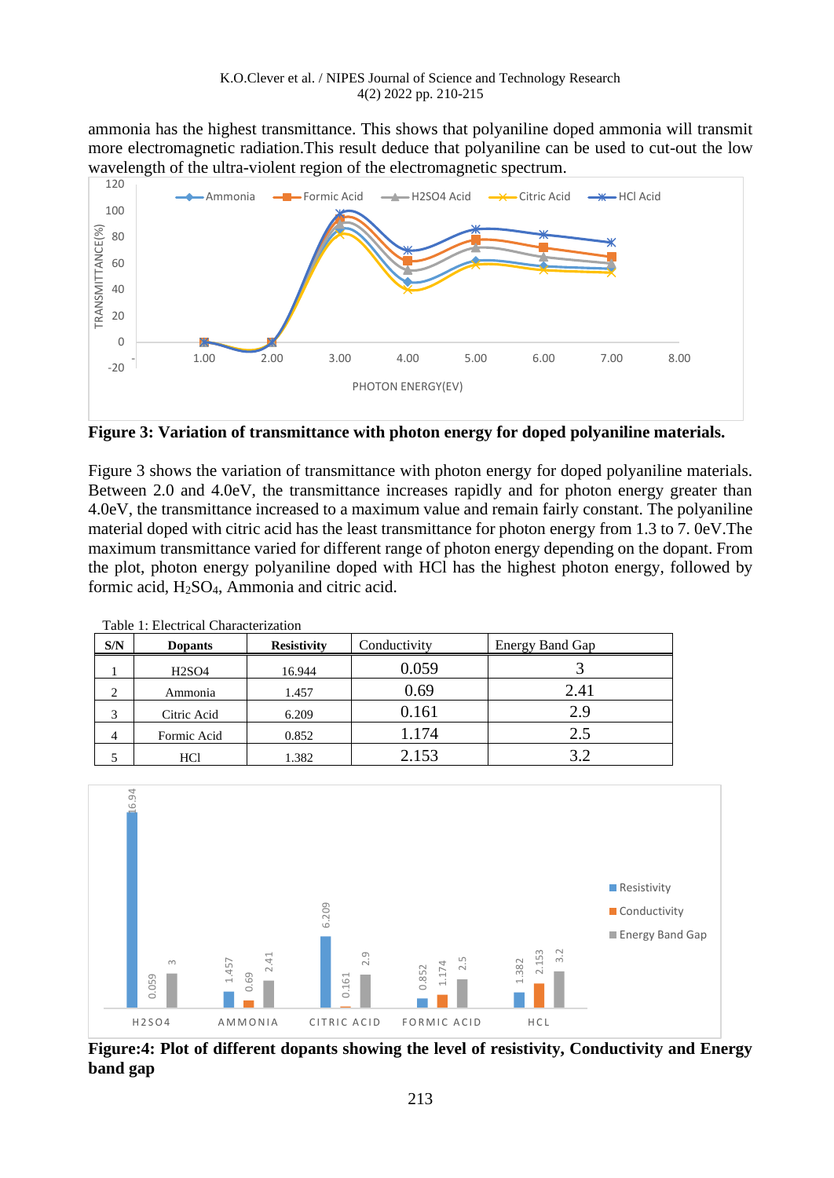ammonia has the highest transmittance. This shows that polyaniline doped ammonia will transmit more electromagnetic radiation.This result deduce that polyaniline can be used to cut-out the low wavelength of the ultra-violent region of the electromagnetic spectrum.

**Figure 3: Variation of transmittance with photon energy for doped polyaniline materials.**

Figure 3 shows the variation of transmittance with photon energy for doped polyaniline materials. Between 2.0 and 4.0eV, the transmittance increases rapidly and for photon energy greater than 4.0eV, the transmittance increased to a maximum value and remain fairly constant. The polyaniline material doped with citric acid has the least transmittance for photon energy from 1.3 to 7. 0eV.The maximum transmittance varied for different range of photon energy depending on the dopant. From the plot, photon energy polyaniline doped with HCl has the highest photon energy, followed by formic acid, $H_2SO_4$, Ammonia and citric acid.

Table 1: Electrical Characterization

| S/N | Dopants | Resistivity | Conductivity | Energy Band Gap |
|---|---|---|---|---|
| 1 | H2SO4 | 16.944 | 0.059 | 3 |
| 2 | Ammonia | 1.457 | 0.69 | 2.41 |
| 3 | Citric Acid | 6.209 | 0.161 | 2.9 |
| 4 | Formic Acid | 0.852 | 1.174 | 2.5 |
| 5 | HCl | 1.382 | 2.153 | 3.2 |

**Figure:4: Plot of different dopants showing the level of resistivity, Conductivity and Energy band gap**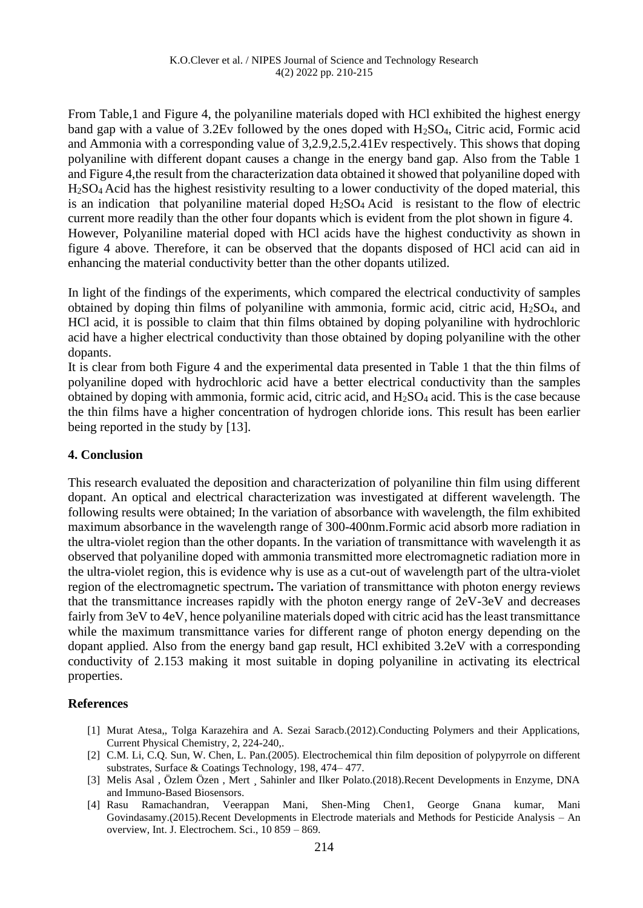From Table,1 and Figure 4, the polyaniline materials doped with HCl exhibited the highest energy band gap with a value of 3.2Ev followed by the ones doped with $H_2SO_4$, Citric acid, Formic acid and Ammonia with a corresponding value of 3,2.9,2.5,2.41Ev respectively. This shows that doping polyaniline with different dopant causes a change in the energy band gap. Also from the Table 1 and Figure 4,the result from the characterization data obtained it showed that polyaniline doped with $H_2SO_4$ Acid has the highest resistivity resulting to a lower conductivity of the doped material, this is an indication that polyaniline material doped $H_2SO_4$ Acid is resistant to the flow of electric current more readily than the other four dopants which is evident from the plot shown in figure 4. However, Polyaniline material doped with HCl acids have the highest conductivity as shown in figure 4 above. Therefore, it can be observed that the dopants disposed of HCl acid can aid in enhancing the material conductivity better than the other dopants utilized.

In light of the findings of the experiments, which compared the electrical conductivity of samples obtained by doping thin films of polyaniline with ammonia, formic acid, citric acid, $H_2SO_4$, and HCl acid, it is possible to claim that thin films obtained by doping polyaniline with hydrochloric acid have a higher electrical conductivity than those obtained by doping polyaniline with the other dopants.

It is clear from both Figure 4 and the experimental data presented in Table 1 that the thin films of polyaniline doped with hydrochloric acid have a better electrical conductivity than the samples obtained by doping with ammonia, formic acid, citric acid, and $H_2SO_4$ acid. This is the case because the thin films have a higher concentration of hydrogen chloride ions. This result has been earlier being reported in the study by [13].

## 4. Conclusion

This research evaluated the deposition and characterization of polyaniline thin film using different dopant. An optical and electrical characterization was investigated at different wavelength. The following results were obtained; In the variation of absorbance with wavelength, the film exhibited maximum absorbance in the wavelength range of 300-400nm.Formic acid absorb more radiation in the ultra-violet region than the other dopants. In the variation of transmittance with wavelength it as observed that polyaniline doped with ammonia transmitted more electromagnetic radiation more in the ultra-violet region, this is evidence why is use as a cut-out of wavelength part of the ultra-violet region of the electromagnetic spectrum**.** The variation of transmittance with photon energy reviews that the transmittance increases rapidly with the photon energy range of 2eV-3eV and decreases fairly from 3eV to 4eV, hence polyaniline materials doped with citric acid has the least transmittance while the maximum transmittance varies for different range of photon energy depending on the dopant applied. Also from the energy band gap result, HCl exhibited 3.2eV with a corresponding conductivity of 2.153 making it most suitable in doping polyaniline in activating its electrical properties.

## References

[1] Murat Atesa,, Tolga Karazehira and A. Sezai Saracb.(2012).Conducting Polymers and their Applications, Current Physical Chemistry, 2, 224-240,.

[2] C.M. Li, C.Q. Sun, W. Chen, L. Pan.(2005). Electrochemical thin film deposition of polypyrrole on different substrates, Surface & Coatings Technology, 198, 474– 477.

[3] Melis Asal , Özlem Özen , Mert ¸ Sahinler and Ilker Polato.(2018).Recent Developments in Enzyme, DNA and Immuno-Based Biosensors.

[4] Rasu Ramachandran, Veerappan Mani, Shen-Ming Chen1, George Gnana kumar, Mani Govindasamy.(2015).Recent Developments in Electrode materials and Methods for Pesticide Analysis – An overview, Int. J. Electrochem. Sci., 10 859 – 869.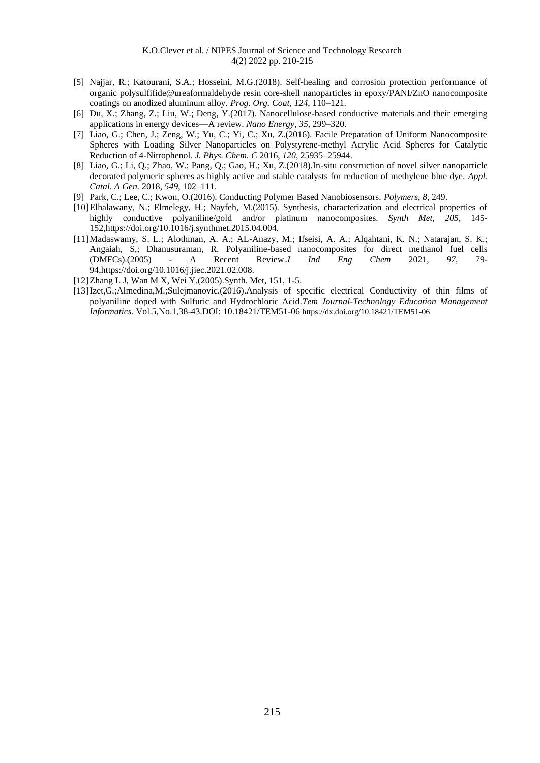[5] Najjar, R.; Katourani, S.A.; Hosseini, M.G.(2018). Self-healing and corrosion protection performance of organic polysulfifide@ureaformaldehyde resin core-shell nanoparticles in epoxy/PANI/ZnO nanocomposite coatings on anodized aluminum alloy. *Prog. Org. Coat*, *124*, 110–121.

[6] Du, X.; Zhang, Z.; Liu, W.; Deng, Y.(2017). Nanocellulose-based conductive materials and their emerging applications in energy devices—A review. *Nano Energy*, *35*, 299–320.

[7] Liao, G.; Chen, J.; Zeng, W.; Yu, C.; Yi, C.; Xu, Z.(2016). Facile Preparation of Uniform Nanocomposite Spheres with Loading Silver Nanoparticles on Polystyrene-methyl Acrylic Acid Spheres for Catalytic Reduction of 4-Nitrophenol. *J. Phys. Chem. C* 2016, *120*, 25935–25944.

[8] Liao, G.; Li, Q.; Zhao, W.; Pang, Q.; Gao, H.; Xu, Z.(2018).In-situ construction of novel silver nanoparticle decorated polymeric spheres as highly active and stable catalysts for reduction of methylene blue dye. *Appl. Catal. A Gen.* 2018, *549*, 102–111.

[9] Park, C.; Lee, C.; Kwon, O.(2016). Conducting Polymer Based Nanobiosensors. *Polymers*, *8*, 249.

[10] Elhalawany, N.; Elmelegy, H.; Nayfeh, M.(2015). Synthesis, characterization and electrical properties of highly conductive polyaniline/gold and/or platinum nanocomposites. *Synth Met*, *205*, 145-152,https://doi.org/10.1016/j.synthmet.2015.04.004.

[11] Madaswamy, S. L.; Alothman, A. A.; AL-Anazy, M.; Ifseisi, A. A.; Alqahtani, K. N.; Natarajan, S. K.; Angaiah, S,; Dhanusuraman, R. Polyaniline-based nanocomposites for direct methanol fuel cells (DMFCs).(2005) - A Recent Review.*J Ind Eng Chem* 2021, *97*, 79-94,https://doi.org/10.1016/j.jiec.2021.02.008.

[12] Zhang L J, Wan M X, Wei Y.(2005).Synth. Met, 151, 1-5.

[13] Izet,G.;Almedina,M.;Sulejmanovic.(2016).Analysis of specific electrical Conductivity of thin films of polyaniline doped with Sulfuric and Hydrochloric Acid.*Tem Journal-Technology Education Management Informatics.* Vol.5,No.1,38-43.DOI: 10.18421/TEM51-06 https://dx.doi.org/10.18421/TEM51-06